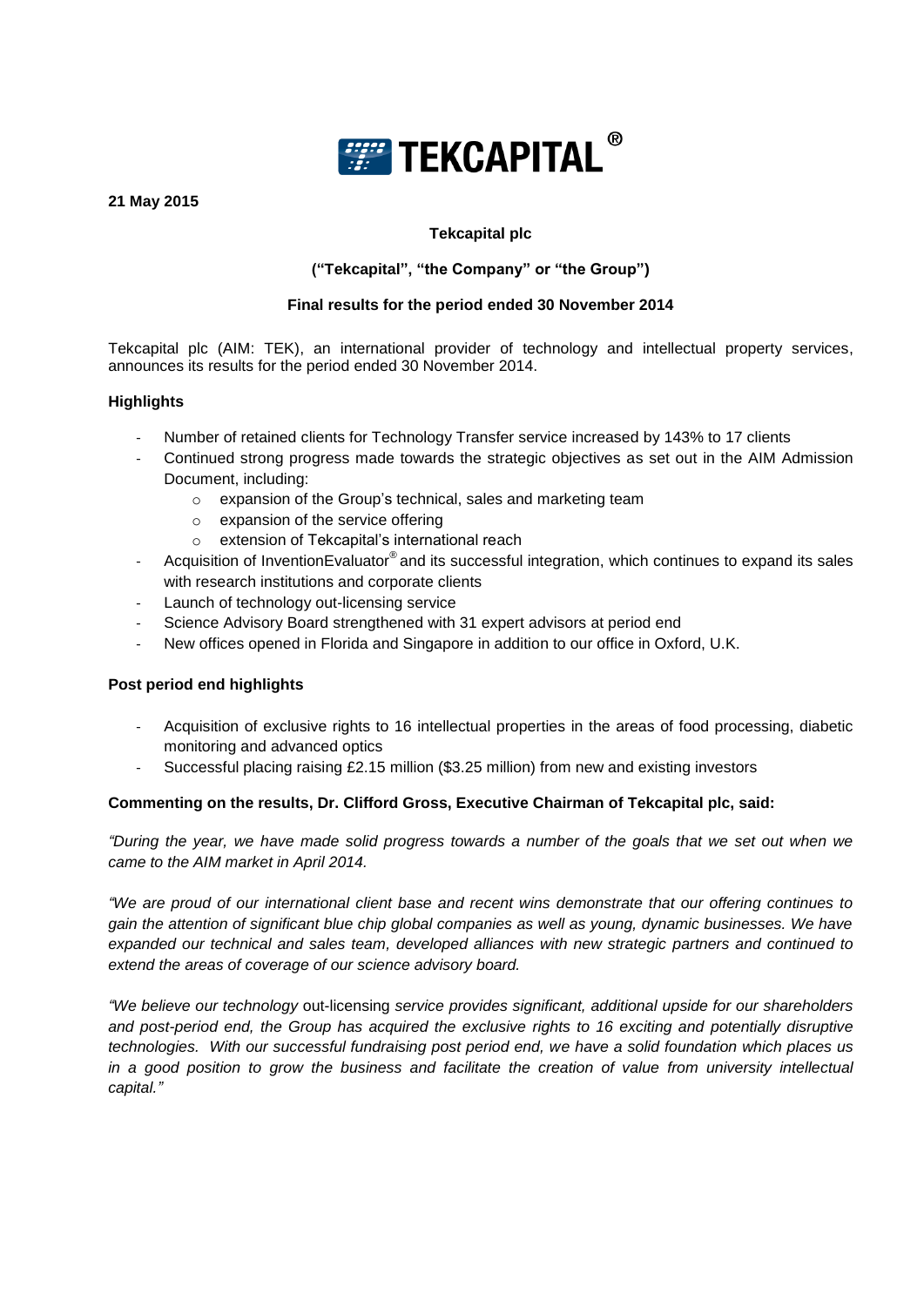**TEKCAPITAL®**

**21 May 2015**

**Tekcapital plc**

**("Tekcapital", "the Company" or "the Group")**

**Final results for the period ended 30 November 2014**

Tekcapital plc (AIM: TEK), an international provider of technology and intellectual property services, announces its results for the period ended 30 November 2014.

**Highlights**

- Number of retained clients for Technology Transfer service increased by 143% to 17 clients
- Continued strong progress made towards the strategic objectives as set out in the AIM Admission Document, including:
  - expansion of the Group's technical, sales and marketing team
  - expansion of the service offering
  - extension of Tekcapital's international reach
- Acquisition of InventionEvaluator® and its successful integration, which continues to expand its sales with research institutions and corporate clients
- Launch of technology out-licensing service
- Science Advisory Board strengthened with 31 expert advisors at period end
- New offices opened in Florida and Singapore in addition to our office in Oxford, U.K.

**Post period end highlights**

- Acquisition of exclusive rights to 16 intellectual properties in the areas of food processing, diabetic monitoring and advanced optics
- Successful placing raising £2.15 million ($3.25 million) from new and existing investors

**Commenting on the results, Dr. Clifford Gross, Executive Chairman of Tekcapital plc, said:**

*"During the year, we have made solid progress towards a number of the goals that we set out when we came to the AIM market in April 2014.*

*"We are proud of our international client base and recent wins demonstrate that our offering continues to gain the attention of significant blue chip global companies as well as young, dynamic businesses. We have expanded our technical and sales team, developed alliances with new strategic partners and continued to extend the areas of coverage of our science advisory board.*

*"We believe our technology* out-licensing *service provides significant, additional upside for our shareholders and post-period end, the Group has acquired the exclusive rights to 16 exciting and potentially disruptive technologies. With our successful fundraising post period end, we have a solid foundation which places us in a good position to grow the business and facilitate the creation of value from university intellectual capital."*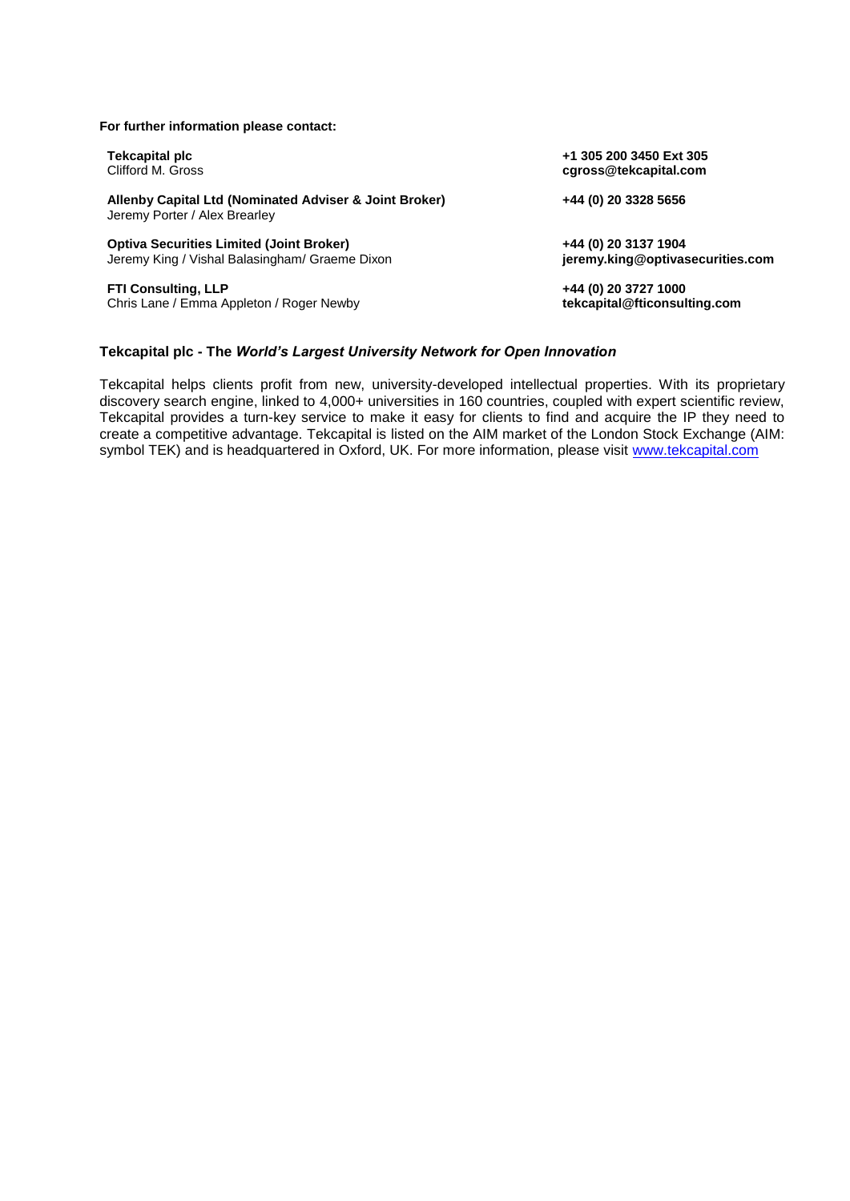**For further information please contact:**

| | |
|---|---|
| **Tekcapital plc**<br>Clifford M. Gross | **+1 305 200 3450 Ext 305**<br>**cgross@tekcapital.com** |
| **Allenby Capital Ltd (Nominated Adviser & Joint Broker)**<br>Jeremy Porter / Alex Brearley | **+44 (0) 20 3328 5656** |
| **Optiva Securities Limited (Joint Broker)**<br>Jeremy King / Vishal Balasingham/ Graeme Dixon | **+44 (0) 20 3137 1904**<br>**jeremy.king@optivasecurities.com** |
| **FTI Consulting, LLP**<br>Chris Lane / Emma Appleton / Roger Newby | **+44 (0) 20 3727 1000**<br>**tekcapital@fticonsulting.com** |

**Tekcapital plc - The *World's Largest University Network for Open Innovation***

Tekcapital helps clients profit from new, university-developed intellectual properties. With its proprietary discovery search engine, linked to 4,000+ universities in 160 countries, coupled with expert scientific review, Tekcapital provides a turn-key service to make it easy for clients to find and acquire the IP they need to create a competitive advantage. Tekcapital is listed on the AIM market of the London Stock Exchange (AIM: symbol TEK) and is headquartered in Oxford, UK. For more information, please visit www.tekcapital.com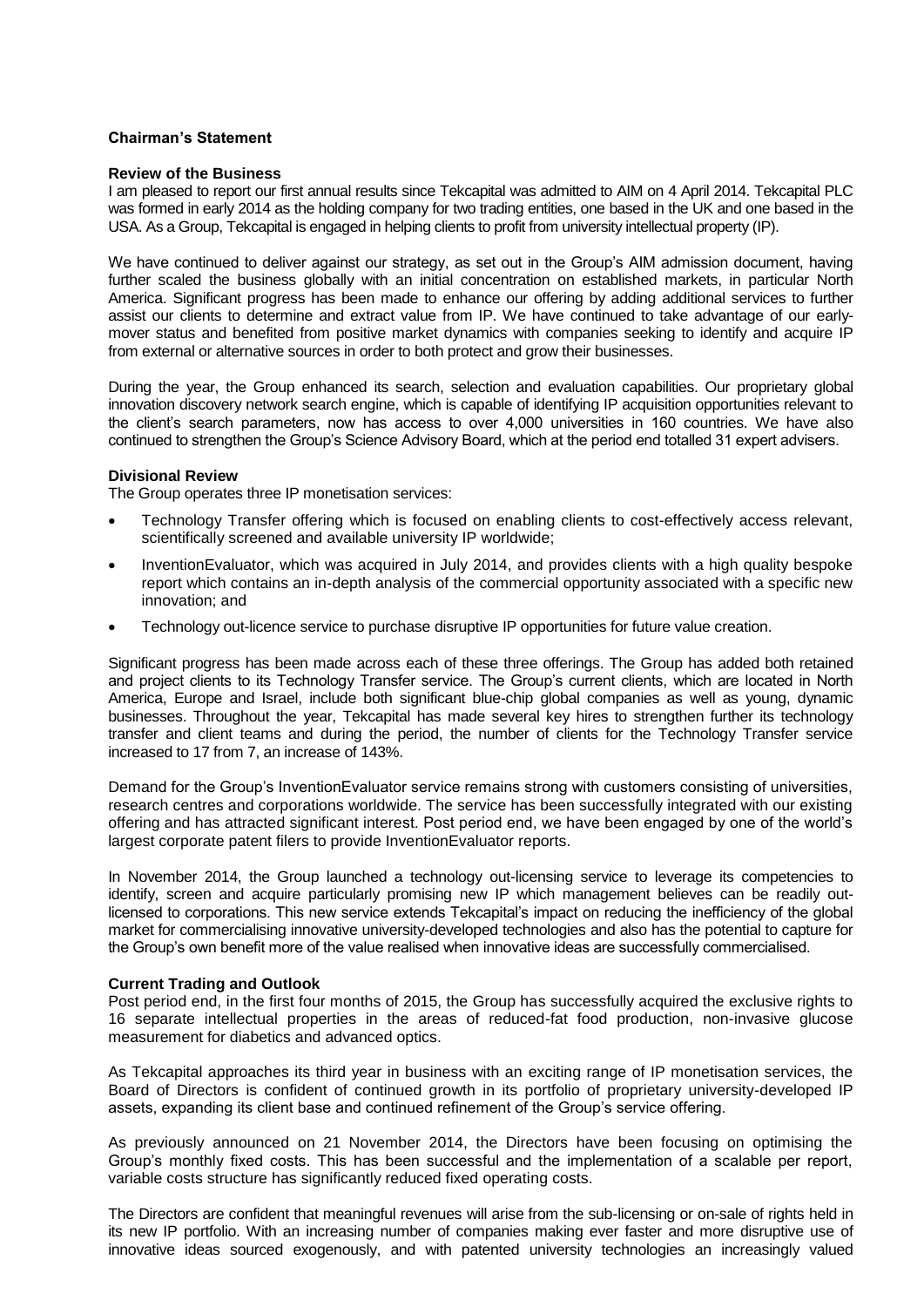## Chairman's Statement

### Review of the Business

I am pleased to report our first annual results since Tekcapital was admitted to AIM on 4 April 2014. Tekcapital PLC was formed in early 2014 as the holding company for two trading entities, one based in the UK and one based in the USA. As a Group, Tekcapital is engaged in helping clients to profit from university intellectual property (IP).

We have continued to deliver against our strategy, as set out in the Group's AIM admission document, having further scaled the business globally with an initial concentration on established markets, in particular North America. Significant progress has been made to enhance our offering by adding additional services to further assist our clients to determine and extract value from IP. We have continued to take advantage of our early-mover status and benefited from positive market dynamics with companies seeking to identify and acquire IP from external or alternative sources in order to both protect and grow their businesses.

During the year, the Group enhanced its search, selection and evaluation capabilities. Our proprietary global innovation discovery network search engine, which is capable of identifying IP acquisition opportunities relevant to the client's search parameters, now has access to over 4,000 universities in 160 countries. We have also continued to strengthen the Group's Science Advisory Board, which at the period end totalled 31 expert advisers.

### Divisional Review

The Group operates three IP monetisation services:

- Technology Transfer offering which is focused on enabling clients to cost-effectively access relevant, scientifically screened and available university IP worldwide;
- InventionEvaluator, which was acquired in July 2014, and provides clients with a high quality bespoke report which contains an in-depth analysis of the commercial opportunity associated with a specific new innovation; and
- Technology out-licence service to purchase disruptive IP opportunities for future value creation.

Significant progress has been made across each of these three offerings. The Group has added both retained and project clients to its Technology Transfer service. The Group's current clients, which are located in North America, Europe and Israel, include both significant blue-chip global companies as well as young, dynamic businesses. Throughout the year, Tekcapital has made several key hires to strengthen further its technology transfer and client teams and during the period, the number of clients for the Technology Transfer service increased to 17 from 7, an increase of 143%.

Demand for the Group's InventionEvaluator service remains strong with customers consisting of universities, research centres and corporations worldwide. The service has been successfully integrated with our existing offering and has attracted significant interest. Post period end, we have been engaged by one of the world's largest corporate patent filers to provide InventionEvaluator reports.

In November 2014, the Group launched a technology out-licensing service to leverage its competencies to identify, screen and acquire particularly promising new IP which management believes can be readily out-licensed to corporations. This new service extends Tekcapital's impact on reducing the inefficiency of the global market for commercialising innovative university-developed technologies and also has the potential to capture for the Group's own benefit more of the value realised when innovative ideas are successfully commercialised.

### Current Trading and Outlook

Post period end, in the first four months of 2015, the Group has successfully acquired the exclusive rights to 16 separate intellectual properties in the areas of reduced-fat food production, non-invasive glucose measurement for diabetics and advanced optics.

As Tekcapital approaches its third year in business with an exciting range of IP monetisation services, the Board of Directors is confident of continued growth in its portfolio of proprietary university-developed IP assets, expanding its client base and continued refinement of the Group's service offering.

As previously announced on 21 November 2014, the Directors have been focusing on optimising the Group's monthly fixed costs. This has been successful and the implementation of a scalable per report, variable costs structure has significantly reduced fixed operating costs.

The Directors are confident that meaningful revenues will arise from the sub-licensing or on-sale of rights held in its new IP portfolio. With an increasing number of companies making ever faster and more disruptive use of innovative ideas sourced exogenously, and with patented university technologies an increasingly valued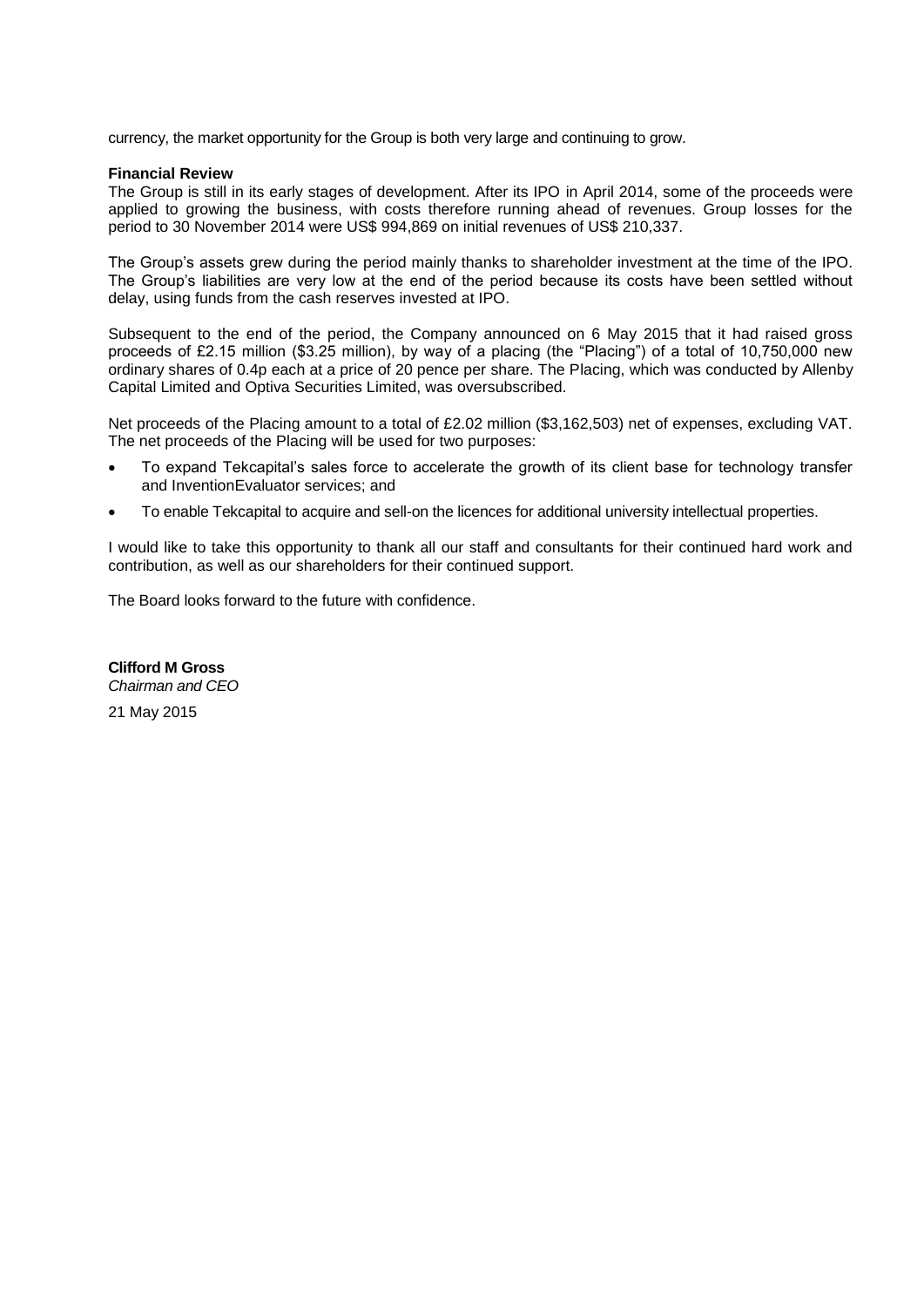currency, the market opportunity for the Group is both very large and continuing to grow.

**Financial Review**

The Group is still in its early stages of development. After its IPO in April 2014, some of the proceeds were applied to growing the business, with costs therefore running ahead of revenues. Group losses for the period to 30 November 2014 were US$ 994,869 on initial revenues of US$ 210,337.

The Group's assets grew during the period mainly thanks to shareholder investment at the time of the IPO. The Group's liabilities are very low at the end of the period because its costs have been settled without delay, using funds from the cash reserves invested at IPO.

Subsequent to the end of the period, the Company announced on 6 May 2015 that it had raised gross proceeds of £2.15 million ($3.25 million), by way of a placing (the "Placing") of a total of 10,750,000 new ordinary shares of 0.4p each at a price of 20 pence per share. The Placing, which was conducted by Allenby Capital Limited and Optiva Securities Limited, was oversubscribed.

Net proceeds of the Placing amount to a total of £2.02 million ($3,162,503) net of expenses, excluding VAT. The net proceeds of the Placing will be used for two purposes:

- To expand Tekcapital's sales force to accelerate the growth of its client base for technology transfer and InventionEvaluator services; and
- To enable Tekcapital to acquire and sell-on the licences for additional university intellectual properties.

I would like to take this opportunity to thank all our staff and consultants for their continued hard work and contribution, as well as our shareholders for their continued support.

The Board looks forward to the future with confidence.

**Clifford M Gross**
*Chairman and CEO*

21 May 2015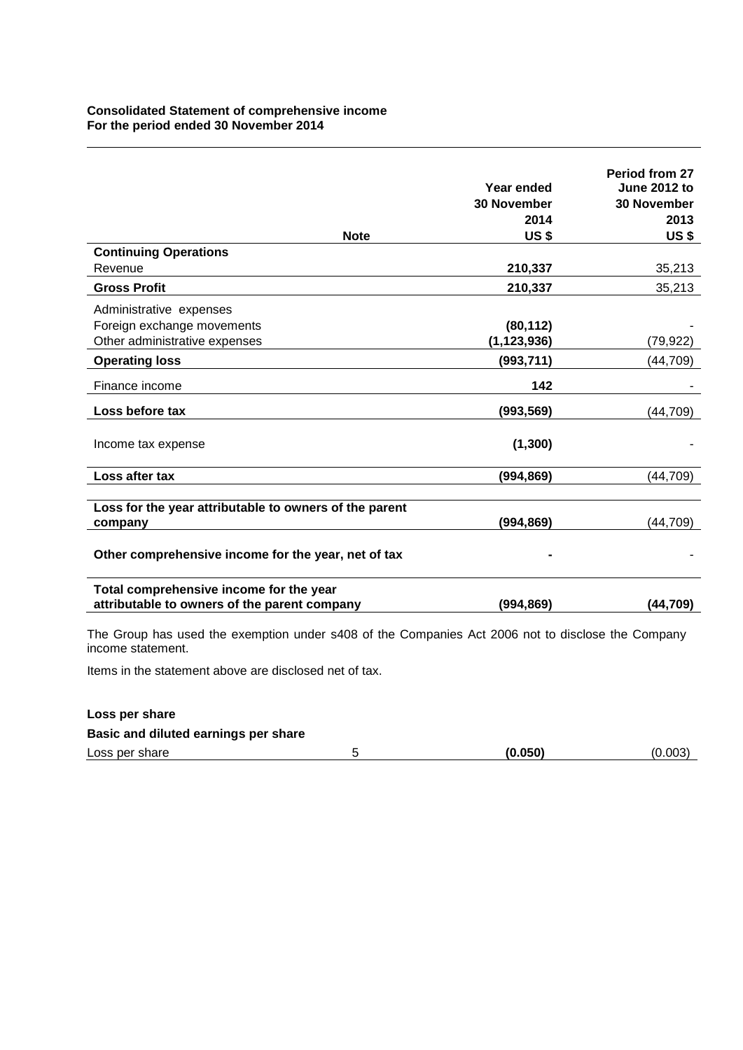**Consolidated Statement of comprehensive income**
**For the period ended 30 November 2014**

| | Note | Year ended 30 November 2014 US \$ | Period from 27 June 2012 to 30 November 2013 US \$ |
|---|---|---|---|
| **Continuing Operations** | | | |
| Revenue | | **210,337** | 35,213 |
| **Gross Profit** | | **210,337** | 35,213 |
| Administrative expenses | | | |
| Foreign exchange movements | | **(80,112)** | - |
| Other administrative expenses | | **(1,123,936)** | (79,922) |
| **Operating loss** | | **(993,711)** | (44,709) |
| Finance income | | **142** | - |
| **Loss before tax** | | **(993,569)** | (44,709) |
| Income tax expense | | **(1,300)** | - |
| **Loss after tax** | | **(994,869)** | (44,709) |
| **Loss for the year attributable to owners of the parent company** | | **(994,869)** | (44,709) |
| **Other comprehensive income for the year, net of tax** | | **-** | - |
| **Total comprehensive income for the year attributable to owners of the parent company** | | **(994,869)** | **(44,709)** |

The Group has used the exemption under s408 of the Companies Act 2006 not to disclose the Company income statement.

Items in the statement above are disclosed net of tax.

**Loss per share**

**Basic and diluted earnings per share**

| | Note | | |
|---|---|---|---|
| Loss per share | 5 | **(0.050)** | (0.003) |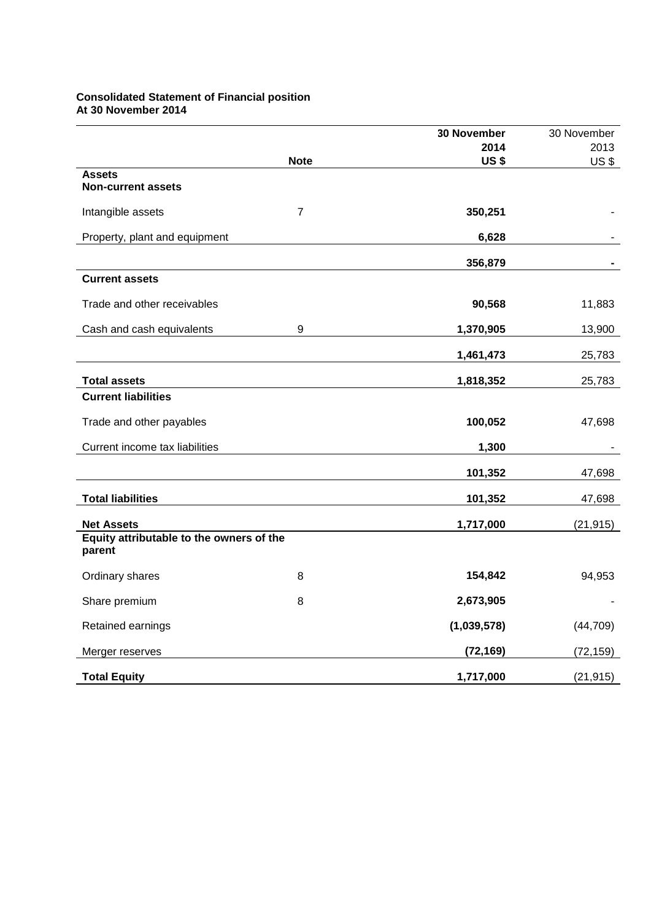**Consolidated Statement of Financial position**
**At 30 November 2014**

| | Note | **30 November 2014 US $** | 30 November 2013 US $ |
|---|---|---|---|
| **Assets** | | | |
| **Non-current assets** | | | |
| Intangible assets | 7 | **350,251** | - |
| Property, plant and equipment | | **6,628** | - |
| | | **356,879** | **-** |
| **Current assets** | | | |
| Trade and other receivables | | **90,568** | 11,883 |
| Cash and cash equivalents | 9 | **1,370,905** | 13,900 |
| | | **1,461,473** | 25,783 |
| **Total assets** | | **1,818,352** | 25,783 |
| **Current liabilities** | | | |
| Trade and other payables | | **100,052** | 47,698 |
| Current income tax liabilities | | **1,300** | - |
| | | **101,352** | 47,698 |
| **Total liabilities** | | **101,352** | 47,698 |
| **Net Assets** | | **1,717,000** | (21,915) |
| **Equity attributable to the owners of the parent** | | | |
| Ordinary shares | 8 | **154,842** | 94,953 |
| Share premium | 8 | **2,673,905** | - |
| Retained earnings | | **(1,039,578)** | (44,709) |
| Merger reserves | | **(72,169)** | (72,159) |
| **Total Equity** | | **1,717,000** | (21,915) |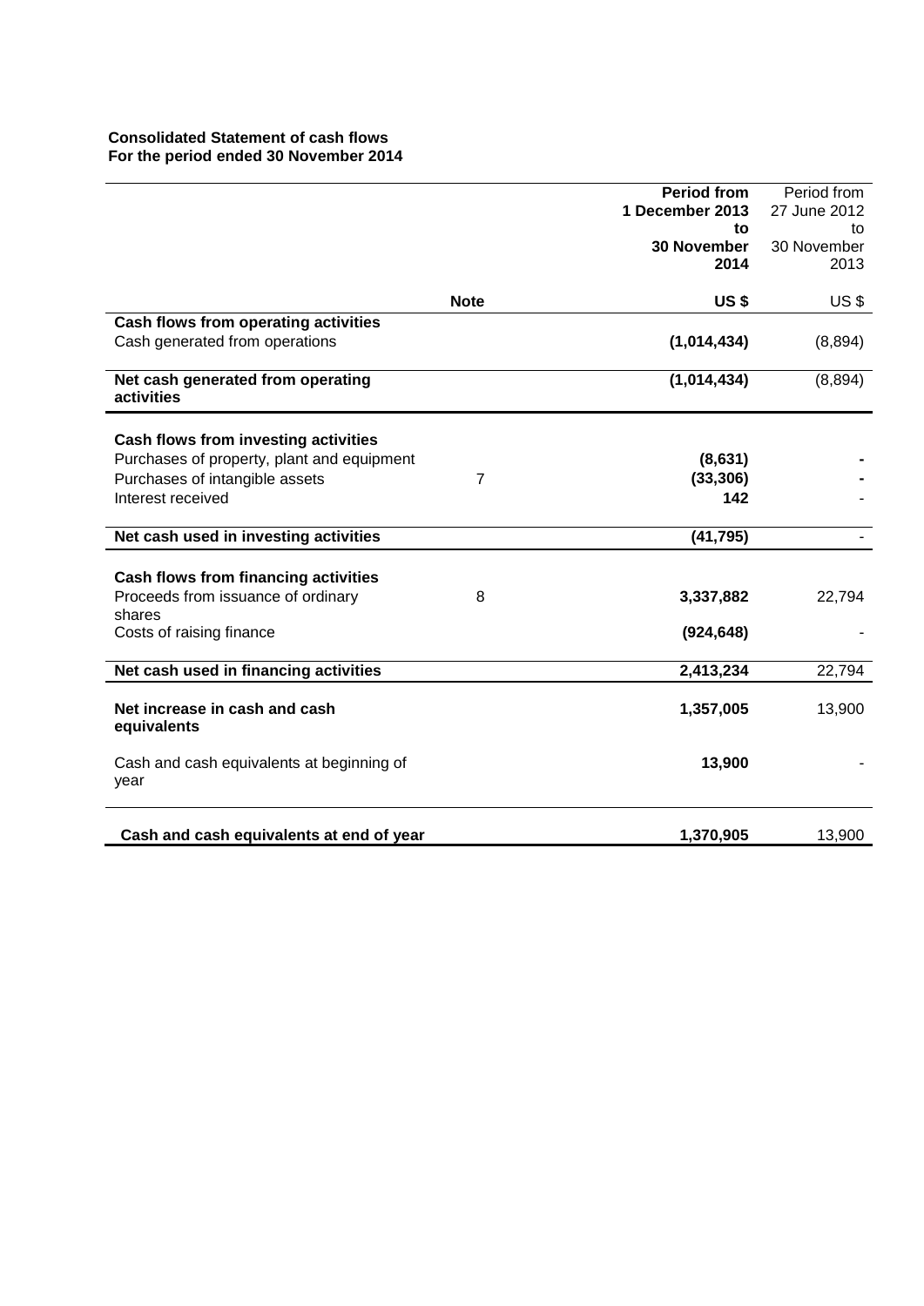**Consolidated Statement of cash flows**
**For the period ended 30 November 2014**

| | Note | **Period from 1 December 2013 to 30 November 2014** | Period from 27 June 2012 to 30 November 2013 |
|---|---|---|---|
| | | **US $** | US $ |
| **Cash flows from operating activities** | | | |
| Cash generated from operations | | **(1,014,434)** | (8,894) |
| **Net cash generated from operating activities** | | **(1,014,434)** | (8,894) |
| **Cash flows from investing activities** | | | |
| Purchases of property, plant and equipment | | **(8,631)** | **-** |
| Purchases of intangible assets | 7 | **(33,306)** | **-** |
| Interest received | | **142** | - |
| **Net cash used in investing activities** | | **(41,795)** | - |
| **Cash flows from financing activities** | | | |
| Proceeds from issuance of ordinary shares | 8 | **3,337,882** | 22,794 |
| Costs of raising finance | | **(924,648)** | - |
| **Net cash used in financing activities** | | **2,413,234** | 22,794 |
| **Net increase in cash and cash equivalents** | | **1,357,005** | 13,900 |
| Cash and cash equivalents at beginning of year | | **13,900** | - |
| **Cash and cash equivalents at end of year** | | **1,370,905** | 13,900 |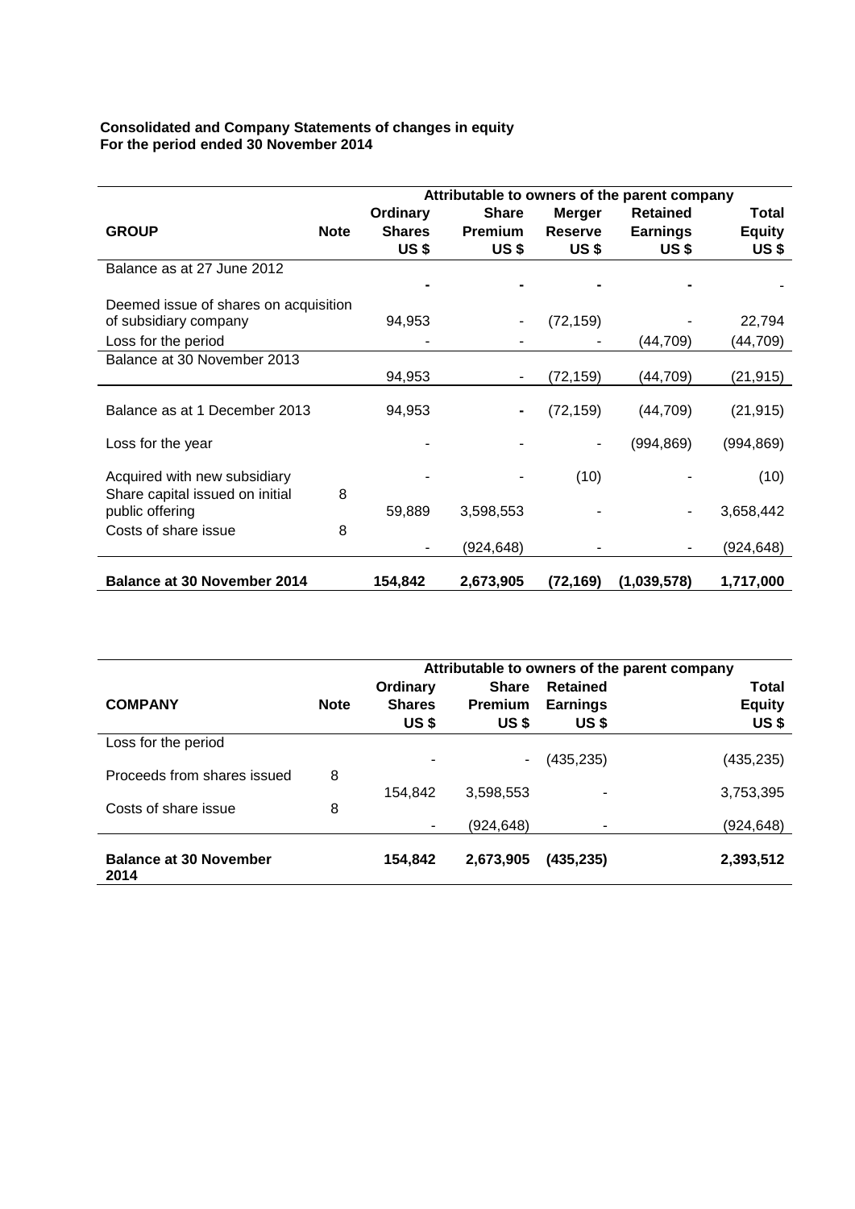**Consolidated and Company Statements of changes in equity**
**For the period ended 30 November 2014**

| | | Attributable to owners of the parent company | | | | |
|---|---|---|---|---|---|---|
| **GROUP** | **Note** | **Ordinary Shares US $** | **Share Premium US $** | **Merger Reserve US $** | **Retained Earnings US $** | **Total Equity US $** |
| Balance as at 27 June 2012 | | - | - | - | - | - |
| Deemed issue of shares on acquisition of subsidiary company | | 94,953 | - | (72,159) | - | 22,794 |
| Loss for the period | | - | - | - | (44,709) | (44,709) |
| Balance at 30 November 2013 | | 94,953 | - | (72,159) | (44,709) | (21,915) |
| Balance as at 1 December 2013 | | 94,953 | - | (72,159) | (44,709) | (21,915) |
| Loss for the year | | - | - | - | (994,869) | (994,869) |
| Acquired with new subsidiary | | - | - | (10) | - | (10) |
| Share capital issued on initial public offering | 8 | 59,889 | 3,598,553 | - | - | 3,658,442 |
| Costs of share issue | 8 | - | (924,648) | - | - | (924,648) |
| **Balance at 30 November 2014** | | **154,842** | **2,673,905** | **(72,169)** | **(1,039,578)** | **1,717,000** |

| | | Attributable to owners of the parent company | | | |
|---|---|---|---|---|---|
| **COMPANY** | **Note** | **Ordinary Shares US $** | **Share Premium US $** | **Retained Earnings US $** | **Total Equity US $** |
| Loss for the period | | - | - | (435,235) | (435,235) |
| Proceeds from shares issued | 8 | 154,842 | 3,598,553 | - | 3,753,395 |
| Costs of share issue | 8 | - | (924,648) | - | (924,648) |
| **Balance at 30 November 2014** | | **154,842** | **2,673,905** | **(435,235)** | **2,393,512** |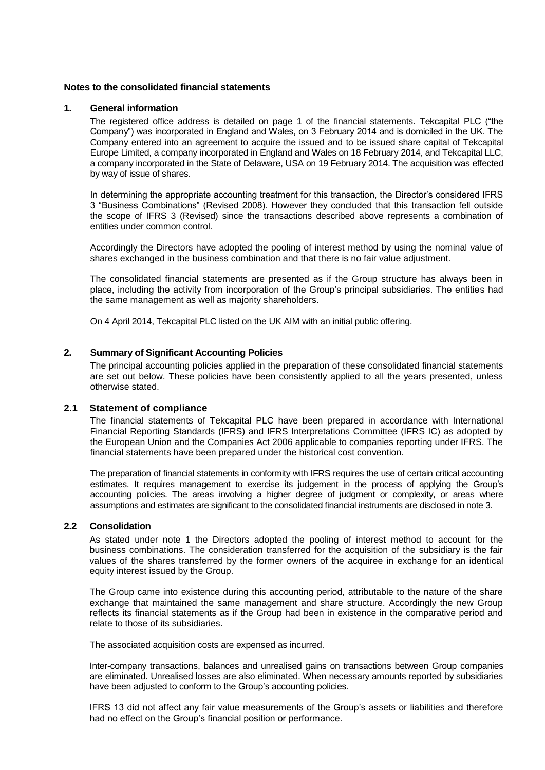## Notes to the consolidated financial statements

### 1. General information

The registered office address is detailed on page 1 of the financial statements. Tekcapital PLC ("the Company") was incorporated in England and Wales, on 3 February 2014 and is domiciled in the UK. The Company entered into an agreement to acquire the issued and to be issued share capital of Tekcapital Europe Limited, a company incorporated in England and Wales on 18 February 2014, and Tekcapital LLC, a company incorporated in the State of Delaware, USA on 19 February 2014. The acquisition was effected by way of issue of shares.

In determining the appropriate accounting treatment for this transaction, the Director's considered IFRS 3 "Business Combinations" (Revised 2008). However they concluded that this transaction fell outside the scope of IFRS 3 (Revised) since the transactions described above represents a combination of entities under common control.

Accordingly the Directors have adopted the pooling of interest method by using the nominal value of shares exchanged in the business combination and that there is no fair value adjustment.

The consolidated financial statements are presented as if the Group structure has always been in place, including the activity from incorporation of the Group's principal subsidiaries. The entities had the same management as well as majority shareholders.

On 4 April 2014, Tekcapital PLC listed on the UK AIM with an initial public offering.

### 2. Summary of Significant Accounting Policies

The principal accounting policies applied in the preparation of these consolidated financial statements are set out below. These policies have been consistently applied to all the years presented, unless otherwise stated.

### 2.1 Statement of compliance

The financial statements of Tekcapital PLC have been prepared in accordance with International Financial Reporting Standards (IFRS) and IFRS Interpretations Committee (IFRS IC) as adopted by the European Union and the Companies Act 2006 applicable to companies reporting under IFRS. The financial statements have been prepared under the historical cost convention.

The preparation of financial statements in conformity with IFRS requires the use of certain critical accounting estimates. It requires management to exercise its judgement in the process of applying the Group's accounting policies. The areas involving a higher degree of judgment or complexity, or areas where assumptions and estimates are significant to the consolidated financial instruments are disclosed in note 3.

### 2.2 Consolidation

As stated under note 1 the Directors adopted the pooling of interest method to account for the business combinations. The consideration transferred for the acquisition of the subsidiary is the fair values of the shares transferred by the former owners of the acquiree in exchange for an identical equity interest issued by the Group.

The Group came into existence during this accounting period, attributable to the nature of the share exchange that maintained the same management and share structure. Accordingly the new Group reflects its financial statements as if the Group had been in existence in the comparative period and relate to those of its subsidiaries.

The associated acquisition costs are expensed as incurred.

Inter-company transactions, balances and unrealised gains on transactions between Group companies are eliminated. Unrealised losses are also eliminated. When necessary amounts reported by subsidiaries have been adjusted to conform to the Group's accounting policies.

IFRS 13 did not affect any fair value measurements of the Group's assets or liabilities and therefore had no effect on the Group's financial position or performance.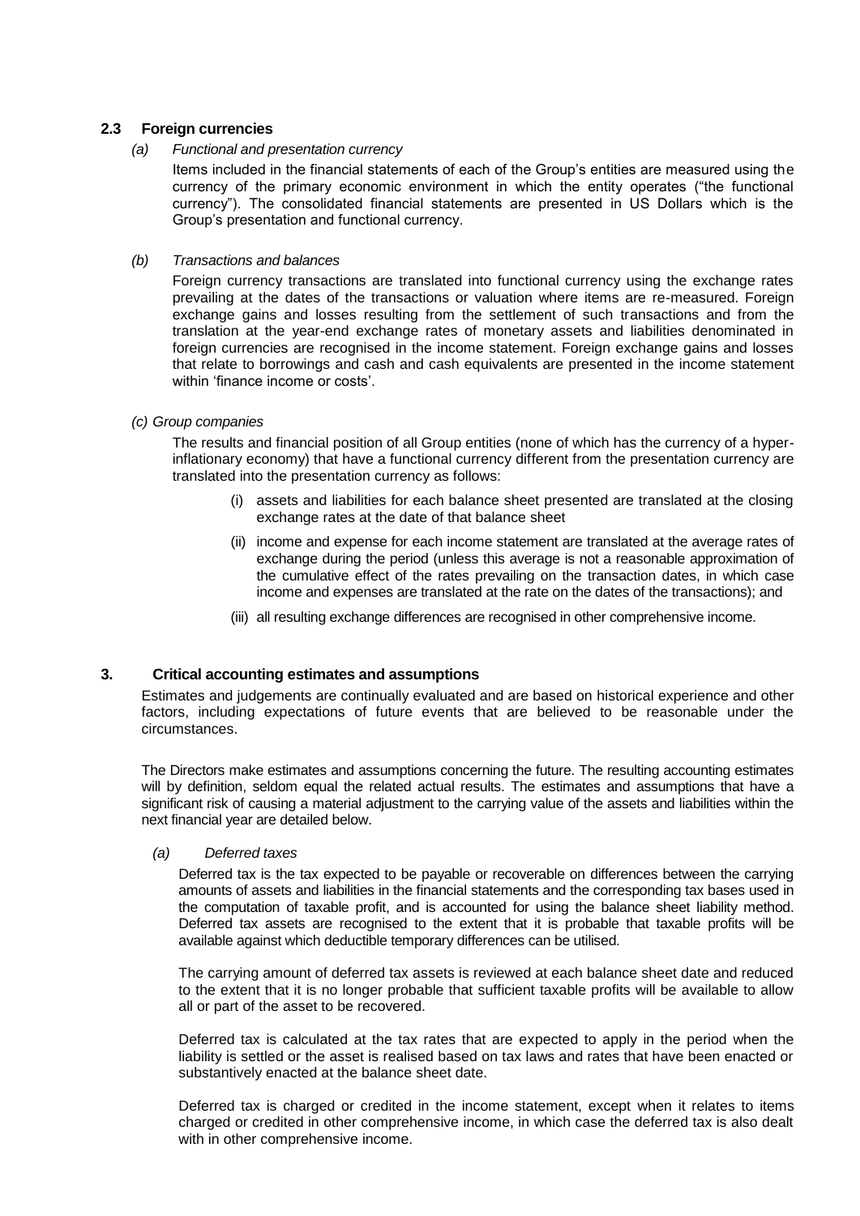### 2.3 Foreign currencies

*(a) Functional and presentation currency*

Items included in the financial statements of each of the Group's entities are measured using the currency of the primary economic environment in which the entity operates ("the functional currency"). The consolidated financial statements are presented in US Dollars which is the Group's presentation and functional currency.

*(b) Transactions and balances*

Foreign currency transactions are translated into functional currency using the exchange rates prevailing at the dates of the transactions or valuation where items are re-measured. Foreign exchange gains and losses resulting from the settlement of such transactions and from the translation at the year-end exchange rates of monetary assets and liabilities denominated in foreign currencies are recognised in the income statement. Foreign exchange gains and losses that relate to borrowings and cash and cash equivalents are presented in the income statement within 'finance income or costs'.

*(c) Group companies*

The results and financial position of all Group entities (none of which has the currency of a hyper-inflationary economy) that have a functional currency different from the presentation currency are translated into the presentation currency as follows:

(i) assets and liabilities for each balance sheet presented are translated at the closing exchange rates at the date of that balance sheet

(ii) income and expense for each income statement are translated at the average rates of exchange during the period (unless this average is not a reasonable approximation of the cumulative effect of the rates prevailing on the transaction dates, in which case income and expenses are translated at the rate on the dates of the transactions); and

(iii) all resulting exchange differences are recognised in other comprehensive income.

## 3. Critical accounting estimates and assumptions

Estimates and judgements are continually evaluated and are based on historical experience and other factors, including expectations of future events that are believed to be reasonable under the circumstances.

The Directors make estimates and assumptions concerning the future. The resulting accounting estimates will by definition, seldom equal the related actual results. The estimates and assumptions that have a significant risk of causing a material adjustment to the carrying value of the assets and liabilities within the next financial year are detailed below.

*(a) Deferred taxes*

Deferred tax is the tax expected to be payable or recoverable on differences between the carrying amounts of assets and liabilities in the financial statements and the corresponding tax bases used in the computation of taxable profit, and is accounted for using the balance sheet liability method. Deferred tax assets are recognised to the extent that it is probable that taxable profits will be available against which deductible temporary differences can be utilised.

The carrying amount of deferred tax assets is reviewed at each balance sheet date and reduced to the extent that it is no longer probable that sufficient taxable profits will be available to allow all or part of the asset to be recovered.

Deferred tax is calculated at the tax rates that are expected to apply in the period when the liability is settled or the asset is realised based on tax laws and rates that have been enacted or substantively enacted at the balance sheet date.

Deferred tax is charged or credited in the income statement, except when it relates to items charged or credited in other comprehensive income, in which case the deferred tax is also dealt with in other comprehensive income.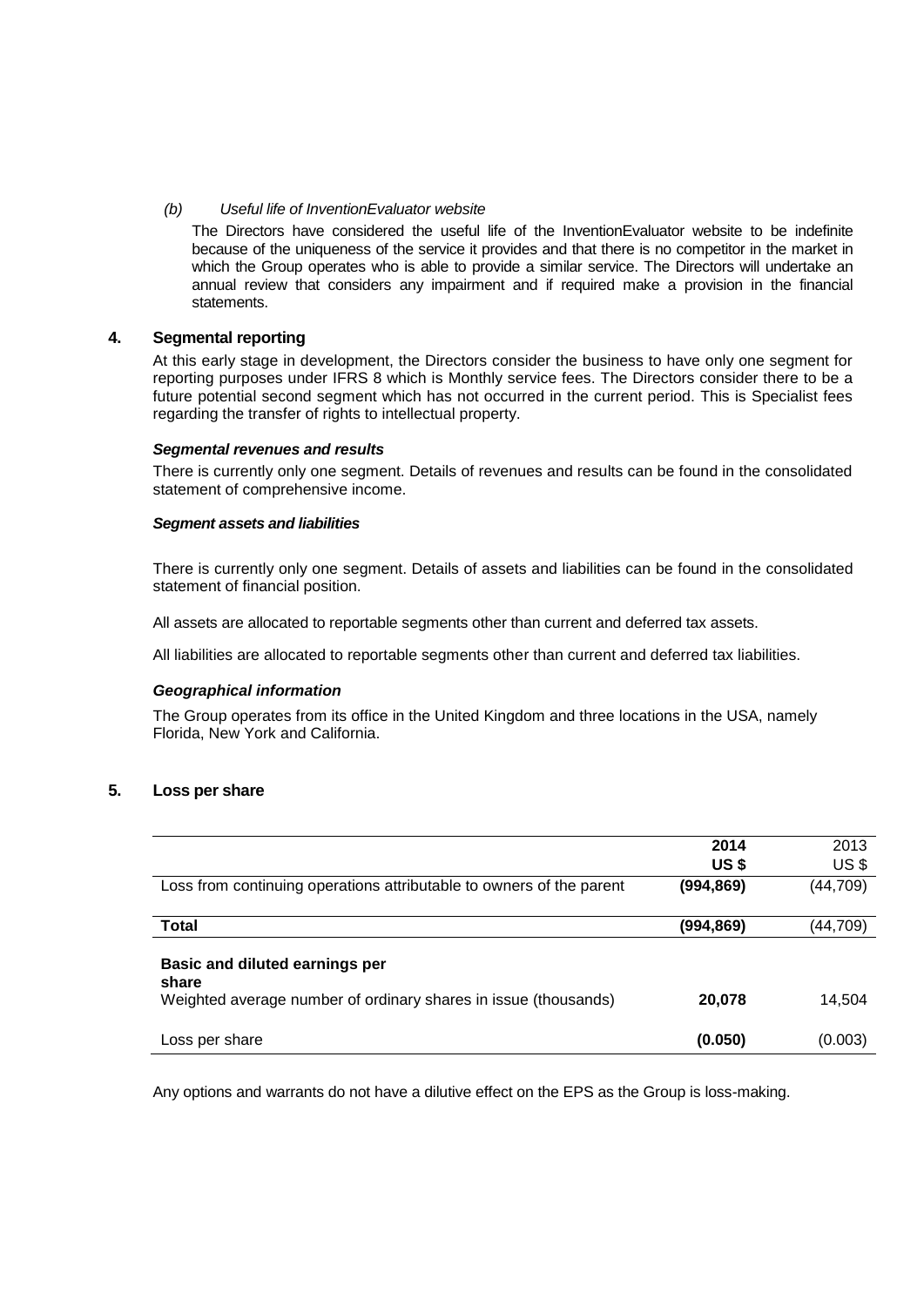*(b) Useful life of InventionEvaluator website*

The Directors have considered the useful life of the InventionEvaluator website to be indefinite because of the uniqueness of the service it provides and that there is no competitor in the market in which the Group operates who is able to provide a similar service. The Directors will undertake an annual review that considers any impairment and if required make a provision in the financial statements.

## 4. Segmental reporting

At this early stage in development, the Directors consider the business to have only one segment for reporting purposes under IFRS 8 which is Monthly service fees. The Directors consider there to be a future potential second segment which has not occurred in the current period. This is Specialist fees regarding the transfer of rights to intellectual property.

***Segmental revenues and results***

There is currently only one segment. Details of revenues and results can be found in the consolidated statement of comprehensive income.

***Segment assets and liabilities***

There is currently only one segment. Details of assets and liabilities can be found in the consolidated statement of financial position.

All assets are allocated to reportable segments other than current and deferred tax assets.

All liabilities are allocated to reportable segments other than current and deferred tax liabilities.

***Geographical information***

The Group operates from its office in the United Kingdom and three locations in the USA, namely Florida, New York and California.

## 5. Loss per share

| | **2014** | 2013 |
|---|---|---|
| | **US $** | US $ |
| Loss from continuing operations attributable to owners of the parent | **(994,869)** | (44,709) |
| **Total** | **(994,869)** | (44,709) |
| **Basic and diluted earnings per share** | | |
| Weighted average number of ordinary shares in issue (thousands) | **20,078** | 14,504 |
| Loss per share | **(0.050)** | (0.003) |

Any options and warrants do not have a dilutive effect on the EPS as the Group is loss-making.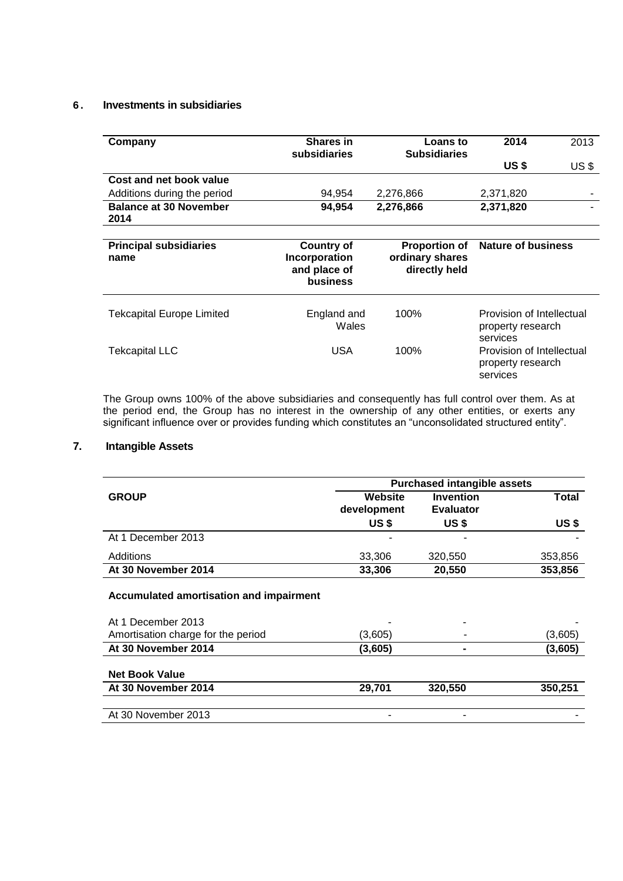## 6. Investments in subsidiaries

| Company | Shares in subsidiaries | Loans to Subsidiaries | 2014 | 2013 |
|---|---|---|---|---|
| | | | **US $** | US $ |
| **Cost and net book value** | | | | |
| Additions during the period | 94,954 | 2,276,866 | 2,371,820 | - |
| **Balance at 30 November 2014** | **94,954** | **2,276,866** | **2,371,820** | - |

| Principal subsidiaries name | Country of Incorporation and place of business | Proportion of ordinary shares directly held | Nature of business |
|---|---|---|---|
| Tekcapital Europe Limited | England and Wales | 100% | Provision of Intellectual property research services |
| Tekcapital LLC | USA | 100% | Provision of Intellectual property research services |

The Group owns 100% of the above subsidiaries and consequently has full control over them. As at the period end, the Group has no interest in the ownership of any other entities, or exerts any significant influence over or provides funding which constitutes an "unconsolidated structured entity".

## 7. Intangible Assets

| | Purchased intangible assets | | |
|---|---|---|---|
| **GROUP** | **Website development** | **Invention Evaluator** | **Total** |
| | **US $** | **US $** | **US $** |
| At 1 December 2013 | - | - | - |
| Additions | 33,306 | 320,550 | 353,856 |
| **At 30 November 2014** | **33,306** | **20,550** | **353,856** |
| **Accumulated amortisation and impairment** | | | |
| At 1 December 2013 | - | - | - |
| Amortisation charge for the period | (3,605) | - | (3,605) |
| **At 30 November 2014** | **(3,605)** | **-** | **(3,605)** |
| **Net Book Value** | | | |
| **At 30 November 2014** | **29,701** | **320,550** | **350,251** |
| At 30 November 2013 | - | - | - |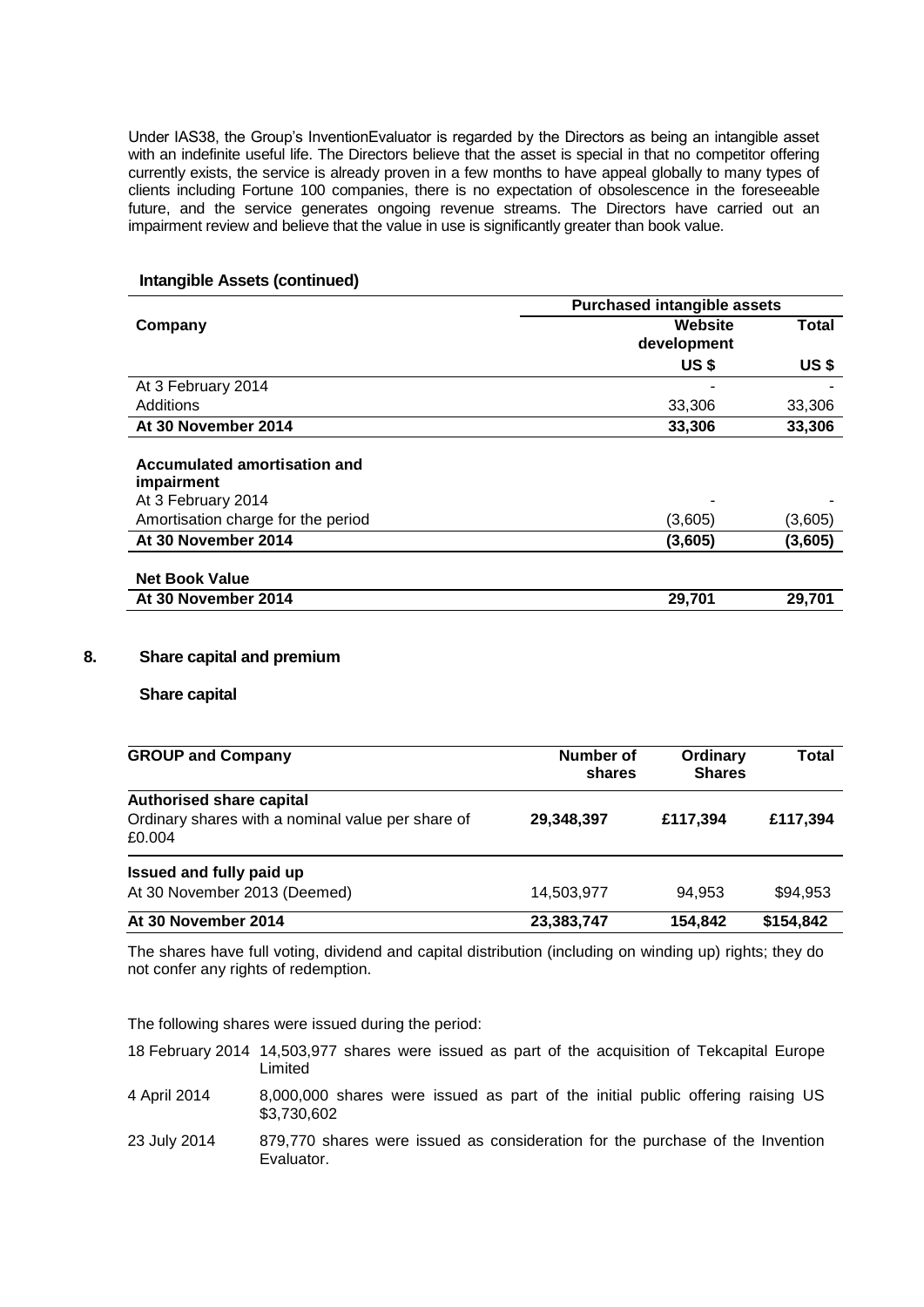Under IAS38, the Group's InventionEvaluator is regarded by the Directors as being an intangible asset with an indefinite useful life. The Directors believe that the asset is special in that no competitor offering currently exists, the service is already proven in a few months to have appeal globally to many types of clients including Fortune 100 companies, there is no expectation of obsolescence in the foreseeable future, and the service generates ongoing revenue streams. The Directors have carried out an impairment review and believe that the value in use is significantly greater than book value.

**Intangible Assets (continued)**

| | Purchased intangible assets | |
|---|---|---|
| **Company** | **Website development** | **Total** |
| | **US $** | **US $** |
| At 3 February 2014 | - | - |
| Additions | 33,306 | 33,306 |
| **At 30 November 2014** | **33,306** | **33,306** |
| **Accumulated amortisation and impairment** | | |
| At 3 February 2014 | - | - |
| Amortisation charge for the period | (3,605) | (3,605) |
| **At 30 November 2014** | **(3,605)** | **(3,605)** |
| **Net Book Value** | | |
| **At 30 November 2014** | **29,701** | **29,701** |

## 8. Share capital and premium

**Share capital**

| GROUP and Company | Number of shares | Ordinary Shares | Total |
|---|---|---|---|
| **Authorised share capital** | | | |
| Ordinary shares with a nominal value per share of £0.004 | **29,348,397** | **£117,394** | **£117,394** |
| **Issued and fully paid up** | | | |
| At 30 November 2013 (Deemed) | 14,503,977 | 94,953 | $94,953 |
| **At 30 November 2014** | **23,383,747** | **154,842** | **$154,842** |

The shares have full voting, dividend and capital distribution (including on winding up) rights; they do not confer any rights of redemption.

The following shares were issued during the period:

18 February 2014 14,503,977 shares were issued as part of the acquisition of Tekcapital Europe Limited

4 April 2014 8,000,000 shares were issued as part of the initial public offering raising US $3,730,602

23 July 2014 879,770 shares were issued as consideration for the purchase of the Invention Evaluator.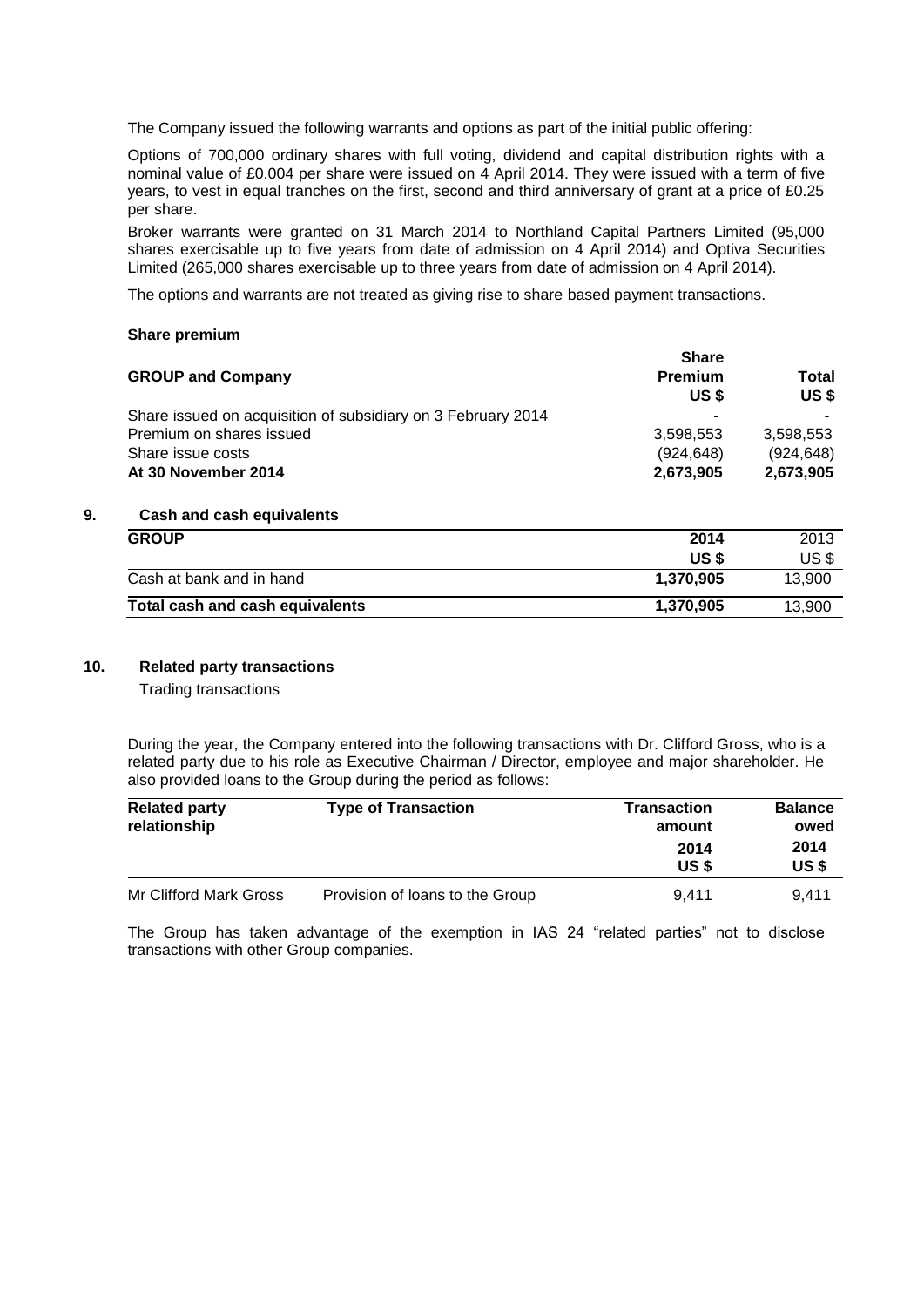The Company issued the following warrants and options as part of the initial public offering:

Options of 700,000 ordinary shares with full voting, dividend and capital distribution rights with a nominal value of £0.004 per share were issued on 4 April 2014. They were issued with a term of five years, to vest in equal tranches on the first, second and third anniversary of grant at a price of £0.25 per share.

Broker warrants were granted on 31 March 2014 to Northland Capital Partners Limited (95,000 shares exercisable up to five years from date of admission on 4 April 2014) and Optiva Securities Limited (265,000 shares exercisable up to three years from date of admission on 4 April 2014).

The options and warrants are not treated as giving rise to share based payment transactions.

**Share premium**

| **GROUP and Company** | **Share Premium US $** | **Total US $** |
|---|---|---|
| Share issued on acquisition of subsidiary on 3 February 2014 | - | - |
| Premium on shares issued | 3,598,553 | 3,598,553 |
| Share issue costs | (924,648) | (924,648) |
| **At 30 November 2014** | **2,673,905** | **2,673,905** |

## 9. Cash and cash equivalents

| **GROUP** | **2014 US $** | 2013 US $ |
|---|---|---|
| Cash at bank and in hand | **1,370,905** | 13,900 |
| **Total cash and cash equivalents** | **1,370,905** | 13,900 |

## 10. Related party transactions

Trading transactions

During the year, the Company entered into the following transactions with Dr. Clifford Gross, who is a related party due to his role as Executive Chairman / Director, employee and major shareholder. He also provided loans to the Group during the period as follows:

| **Related party relationship** | **Type of Transaction** | **Transaction amount 2014 US $** | **Balance owed 2014 US $** |
|---|---|---|---|
| Mr Clifford Mark Gross | Provision of loans to the Group | 9,411 | 9,411 |

The Group has taken advantage of the exemption in IAS 24 "related parties" not to disclose transactions with other Group companies.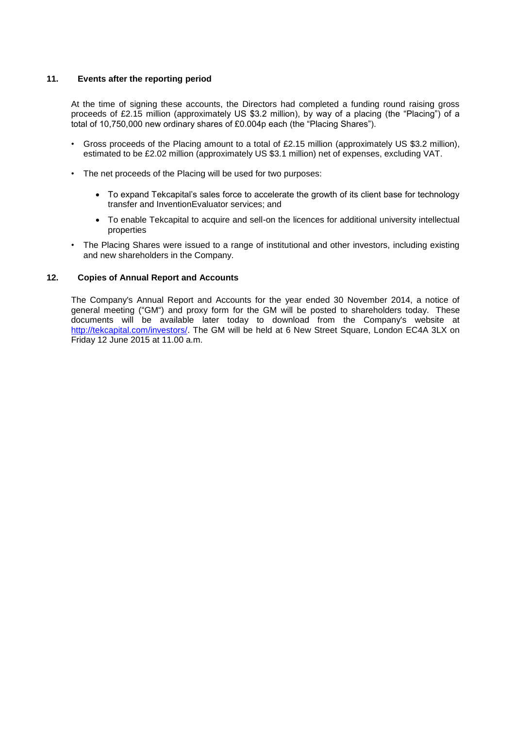### 11. Events after the reporting period

At the time of signing these accounts, the Directors had completed a funding round raising gross proceeds of £2.15 million (approximately US $3.2 million), by way of a placing (the "Placing") of a total of 10,750,000 new ordinary shares of £0.004p each (the "Placing Shares").

- Gross proceeds of the Placing amount to a total of £2.15 million (approximately US $3.2 million), estimated to be £2.02 million (approximately US $3.1 million) net of expenses, excluding VAT.
- The net proceeds of the Placing will be used for two purposes:
  - To expand Tekcapital's sales force to accelerate the growth of its client base for technology transfer and InventionEvaluator services; and
  - To enable Tekcapital to acquire and sell-on the licences for additional university intellectual properties
- The Placing Shares were issued to a range of institutional and other investors, including existing and new shareholders in the Company.

### 12. Copies of Annual Report and Accounts

The Company's Annual Report and Accounts for the year ended 30 November 2014, a notice of general meeting ("GM") and proxy form for the GM will be posted to shareholders today. These documents will be available later today to download from the Company's website at http://tekcapital.com/investors/. The GM will be held at 6 New Street Square, London EC4A 3LX on Friday 12 June 2015 at 11.00 a.m.